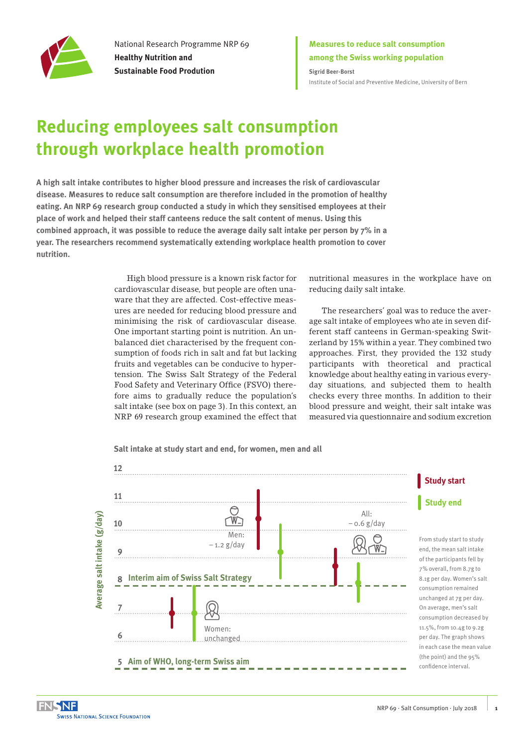National Research Programme NRP 69
**Healthy Nutrition and Sustainable Food Prodution**

**Measures to reduce salt consumption among the Swiss working population**
**Sigrid Beer-Borst**
Institute of Social and Preventive Medicine, University of Bern

# Reducing employees salt consumption through workplace health promotion

**A high salt intake contributes to higher blood pressure and increases the risk of cardiovascular disease. Measures to reduce salt consumption are therefore included in the promotion of healthy eating. An NRP 69 research group conducted a study in which they sensitised employees at their place of work and helped their staff canteens reduce the salt content of menus. Using this combined approach, it was possible to reduce the average daily salt intake per person by 7% in a year. The researchers recommend systematically extending workplace health promotion to cover nutrition.**

High blood pressure is a known risk factor for cardiovascular disease, but people are often unaware that they are affected. Cost-effective measures are needed for reducing blood pressure and minimising the risk of cardiovascular disease. One important starting point is nutrition. An unbalanced diet characterised by the frequent consumption of foods rich in salt and fat but lacking fruits and vegetables can be conducive to hypertension. The Swiss Salt Strategy of the Federal Food Safety and Veterinary Office (FSVO) therefore aims to gradually reduce the population's salt intake (see box on page 3). In this context, an NRP 69 research group examined the effect that nutritional measures in the workplace have on reducing daily salt intake.

The researchers' goal was to reduce the average salt intake of employees who ate in seven different staff canteens in German-speaking Switzerland by 15% within a year. They combined two approaches. First, they provided the 132 study participants with theoretical and practical knowledge about healthy eating in various everyday situations, and subjected them to health checks every three months. In addition to their blood pressure and weight, their salt intake was measured via questionnaire and sodium excretion

**Salt intake at study start and end, for women, men and all**

Average salt intake (g/day)

- Study start
- Study end

- Men: – 1.2 g/day
- All: – 0.6 g/day
- Women: unchanged
- 8 Interim aim of Swiss Salt Strategy
- 5 Aim of WHO, long-term Swiss aim

From study start to study end, the mean salt intake of the participants fell by 7% overall, from 8.7g to 8.1g per day. Women's salt consumption remained unchanged at 7g per day. On average, men's salt consumption decreased by 11.5%, from 10.4g to 9.2g per day. The graph shows in each case the mean value (the point) and the 95% confidence interval.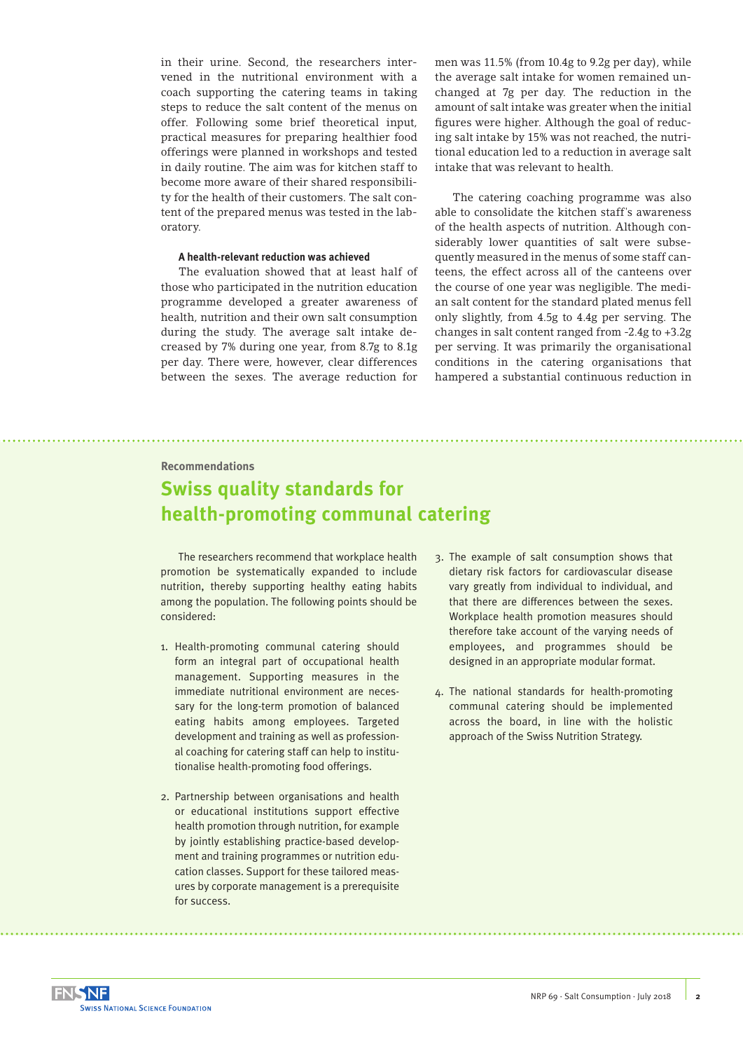in their urine. Second, the researchers intervened in the nutritional environment with a coach supporting the catering teams in taking steps to reduce the salt content of the menus on offer. Following some brief theoretical input, practical measures for preparing healthier food offerings were planned in workshops and tested in daily routine. The aim was for kitchen staff to become more aware of their shared responsibility for the health of their customers. The salt content of the prepared menus was tested in the laboratory.

### A health-relevant reduction was achieved

The evaluation showed that at least half of those who participated in the nutrition education programme developed a greater awareness of health, nutrition and their own salt consumption during the study. The average salt intake decreased by 7% during one year, from 8.7g to 8.1g per day. There were, however, clear differences between the sexes. The average reduction for men was 11.5% (from 10.4g to 9.2g per day), while the average salt intake for women remained unchanged at 7g per day. The reduction in the amount of salt intake was greater when the initial figures were higher. Although the goal of reducing salt intake by 15% was not reached, the nutritional education led to a reduction in average salt intake that was relevant to health.

The catering coaching programme was also able to consolidate the kitchen staff's awareness of the health aspects of nutrition. Although considerably lower quantities of salt were subsequently measured in the menus of some staff canteens, the effect across all of the canteens over the course of one year was negligible. The median salt content for the standard plated menus fell only slightly, from 4.5g to 4.4g per serving. The changes in salt content ranged from -2.4g to +3.2g per serving. It was primarily the organisational conditions in the catering organisations that hampered a substantial continuous reduction in

**Recommendations**

## Swiss quality standards for health-promoting communal catering

The researchers recommend that workplace health promotion be systematically expanded to include nutrition, thereby supporting healthy eating habits among the population. The following points should be considered:

1. Health-promoting communal catering should form an integral part of occupational health management. Supporting measures in the immediate nutritional environment are necessary for the long-term promotion of balanced eating habits among employees. Targeted development and training as well as professional coaching for catering staff can help to institutionalise health-promoting food offerings.

2. Partnership between organisations and health or educational institutions support effective health promotion through nutrition, for example by jointly establishing practice-based development and training programmes or nutrition education classes. Support for these tailored measures by corporate management is a prerequisite for success.

3. The example of salt consumption shows that dietary risk factors for cardiovascular disease vary greatly from individual to individual, and that there are differences between the sexes. Workplace health promotion measures should therefore take account of the varying needs of employees, and programmes should be designed in an appropriate modular format.

4. The national standards for health-promoting communal catering should be implemented across the board, in line with the holistic approach of the Swiss Nutrition Strategy.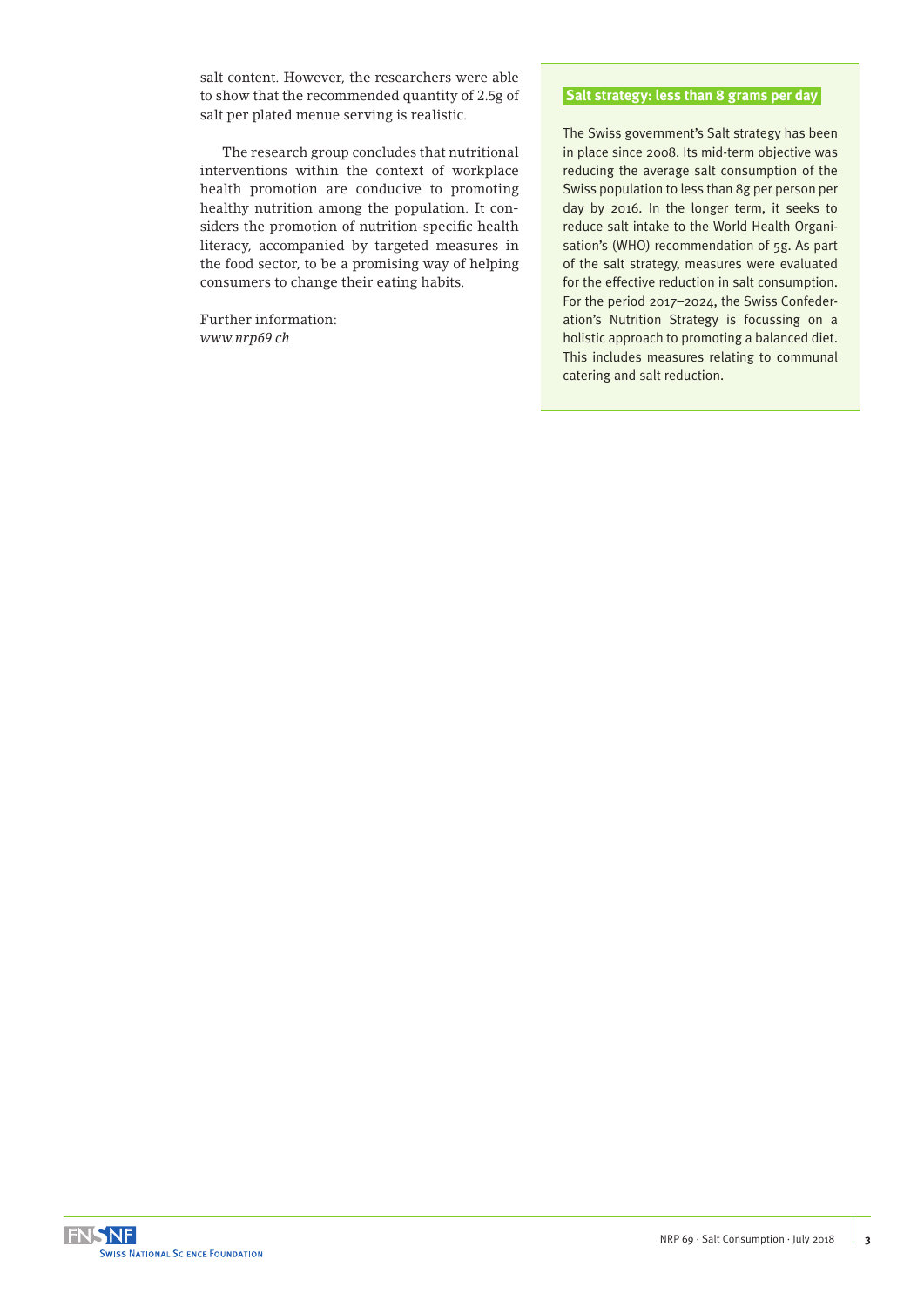salt content. However, the researchers were able to show that the recommended quantity of 2.5g of salt per plated menue serving is realistic.

The research group concludes that nutritional interventions within the context of workplace health promotion are conducive to promoting healthy nutrition among the population. It considers the promotion of nutrition-specific health literacy, accompanied by targeted measures in the food sector, to be a promising way of helping consumers to change their eating habits.

Further information:
*www.nrp69.ch*

## Salt strategy: less than 8 grams per day

The Swiss government's Salt strategy has been in place since 2008. Its mid-term objective was reducing the average salt consumption of the Swiss population to less than 8g per person per day by 2016. In the longer term, it seeks to reduce salt intake to the World Health Organisation's (WHO) recommendation of 5g. As part of the salt strategy, measures were evaluated for the effective reduction in salt consumption. For the period 2017–2024, the Swiss Confederation's Nutrition Strategy is focussing on a holistic approach to promoting a balanced diet. This includes measures relating to communal catering and salt reduction.